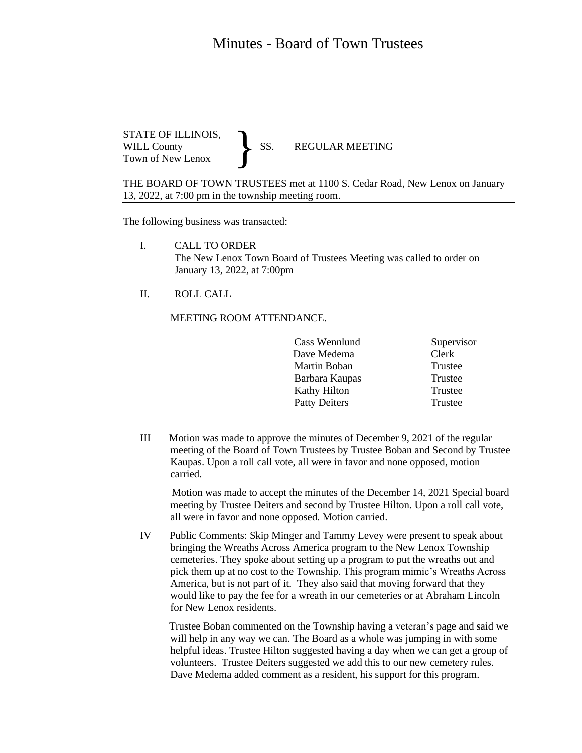# Minutes - Board of Town Trustees

STATE OF ILLINOIS,
WILL County
Town of New Lenox

} SS. REGULAR MEETING

THE BOARD OF TOWN TRUSTEES met at 1100 S. Cedar Road, New Lenox on January 13, 2022, at 7:00 pm in the township meeting room.

The following business was transacted:

I. CALL TO ORDER
The New Lenox Town Board of Trustees Meeting was called to order on January 13, 2022, at 7:00pm

II. ROLL CALL

MEETING ROOM ATTENDANCE.

| | |
|---|---|
| Cass Wennlund | Supervisor |
| Dave Medema | Clerk |
| Martin Boban | Trustee |
| Barbara Kaupas | Trustee |
| Kathy Hilton | Trustee |
| Patty Deiters | Trustee |

III Motion was made to approve the minutes of December 9, 2021 of the regular meeting of the Board of Town Trustees by Trustee Boban and Second by Trustee Kaupas. Upon a roll call vote, all were in favor and none opposed, motion carried.

Motion was made to accept the minutes of the December 14, 2021 Special board meeting by Trustee Deiters and second by Trustee Hilton. Upon a roll call vote, all were in favor and none opposed. Motion carried.

IV Public Comments: Skip Minger and Tammy Levey were present to speak about bringing the Wreaths Across America program to the New Lenox Township cemeteries. They spoke about setting up a program to put the wreaths out and pick them up at no cost to the Township. This program mimic's Wreaths Across America, but is not part of it. They also said that moving forward that they would like to pay the fee for a wreath in our cemeteries or at Abraham Lincoln for New Lenox residents.

Trustee Boban commented on the Township having a veteran's page and said we will help in any way we can. The Board as a whole was jumping in with some helpful ideas. Trustee Hilton suggested having a day when we can get a group of volunteers. Trustee Deiters suggested we add this to our new cemetery rules. Dave Medema added comment as a resident, his support for this program.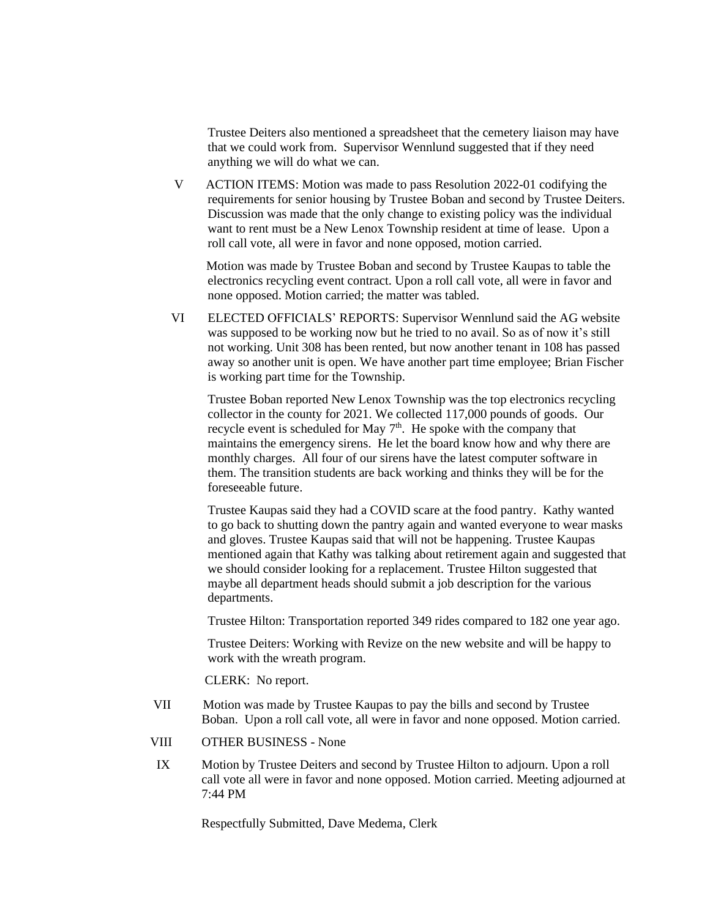Trustee Deiters also mentioned a spreadsheet that the cemetery liaison may have that we could work from. Supervisor Wennlund suggested that if they need anything we will do what we can.

V ACTION ITEMS: Motion was made to pass Resolution 2022-01 codifying the requirements for senior housing by Trustee Boban and second by Trustee Deiters. Discussion was made that the only change to existing policy was the individual want to rent must be a New Lenox Township resident at time of lease. Upon a roll call vote, all were in favor and none opposed, motion carried.

Motion was made by Trustee Boban and second by Trustee Kaupas to table the electronics recycling event contract. Upon a roll call vote, all were in favor and none opposed. Motion carried; the matter was tabled.

VI ELECTED OFFICIALS' REPORTS: Supervisor Wennlund said the AG website was supposed to be working now but he tried to no avail. So as of now it's still not working. Unit 308 has been rented, but now another tenant in 108 has passed away so another unit is open. We have another part time employee; Brian Fischer is working part time for the Township.

Trustee Boban reported New Lenox Township was the top electronics recycling collector in the county for 2021. We collected 117,000 pounds of goods. Our recycle event is scheduled for May 7th. He spoke with the company that maintains the emergency sirens. He let the board know how and why there are monthly charges. All four of our sirens have the latest computer software in them. The transition students are back working and thinks they will be for the foreseeable future.

Trustee Kaupas said they had a COVID scare at the food pantry. Kathy wanted to go back to shutting down the pantry again and wanted everyone to wear masks and gloves. Trustee Kaupas said that will not be happening. Trustee Kaupas mentioned again that Kathy was talking about retirement again and suggested that we should consider looking for a replacement. Trustee Hilton suggested that maybe all department heads should submit a job description for the various departments.

Trustee Hilton: Transportation reported 349 rides compared to 182 one year ago.

Trustee Deiters: Working with Revize on the new website and will be happy to work with the wreath program.

CLERK: No report.

VII Motion was made by Trustee Kaupas to pay the bills and second by Trustee Boban. Upon a roll call vote, all were in favor and none opposed. Motion carried.

VIII OTHER BUSINESS - None

IX Motion by Trustee Deiters and second by Trustee Hilton to adjourn. Upon a roll call vote all were in favor and none opposed. Motion carried. Meeting adjourned at 7:44 PM

Respectfully Submitted, Dave Medema, Clerk